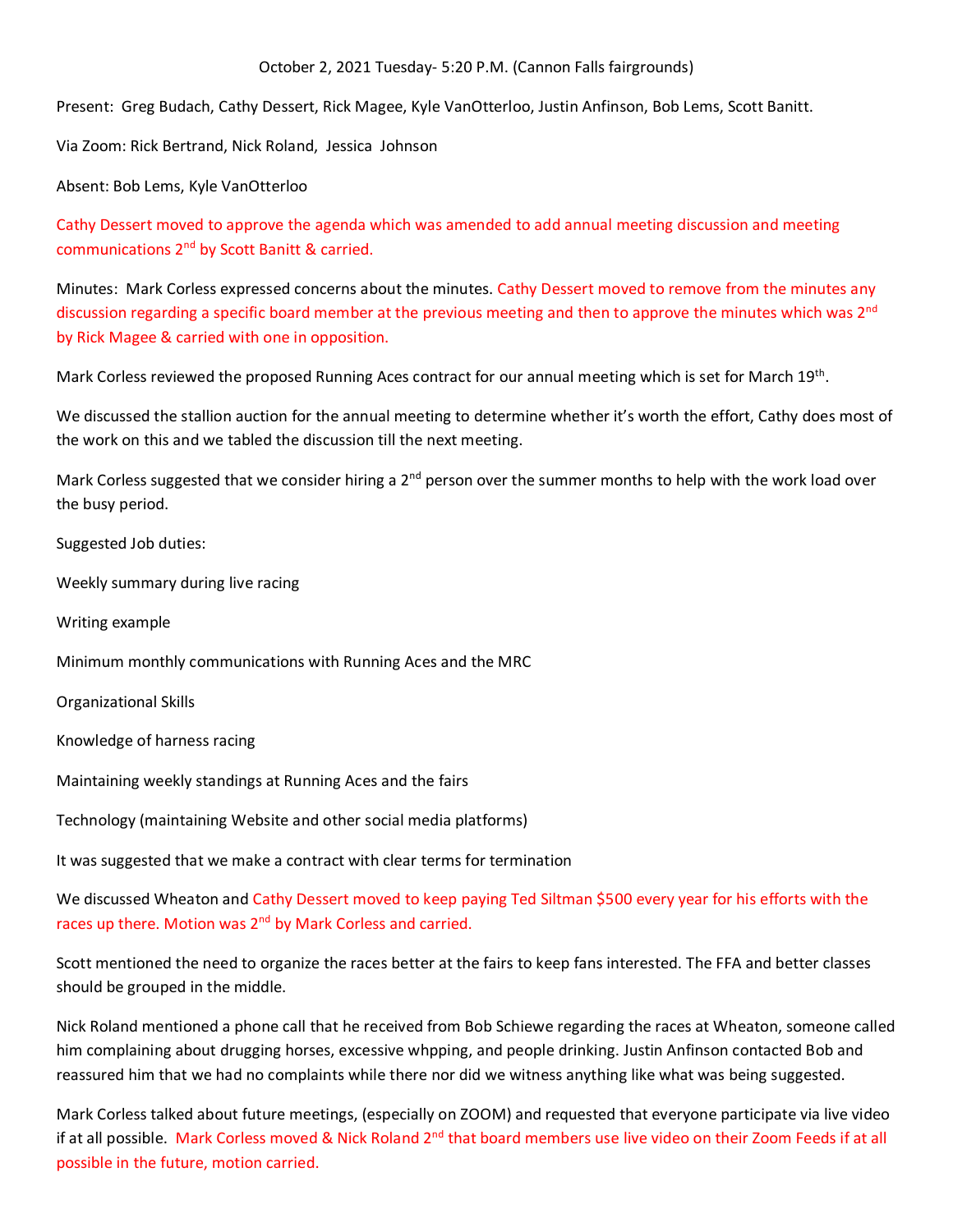October 2, 2021 Tuesday- 5:20 P.M. (Cannon Falls fairgrounds)

Present: Greg Budach, Cathy Dessert, Rick Magee, Kyle VanOtterloo, Justin Anfinson, Bob Lems, Scott Banitt.

Via Zoom: Rick Bertrand, Nick Roland, Jessica Johnson

Absent: Bob Lems, Kyle VanOtterloo

Cathy Dessert moved to approve the agenda which was amended to add annual meeting discussion and meeting communications 2nd by Scott Banitt & carried.

Minutes: Mark Corless expressed concerns about the minutes. Cathy Dessert moved to remove from the minutes any discussion regarding a specific board member at the previous meeting and then to approve the minutes which was 2nd by Rick Magee & carried with one in opposition.

Mark Corless reviewed the proposed Running Aces contract for our annual meeting which is set for March 19th.

We discussed the stallion auction for the annual meeting to determine whether it's worth the effort, Cathy does most of the work on this and we tabled the discussion till the next meeting.

Mark Corless suggested that we consider hiring a 2nd person over the summer months to help with the work load over the busy period.

Suggested Job duties:

Weekly summary during live racing

Writing example

Minimum monthly communications with Running Aces and the MRC

Organizational Skills

Knowledge of harness racing

Maintaining weekly standings at Running Aces and the fairs

Technology (maintaining Website and other social media platforms)

It was suggested that we make a contract with clear terms for termination

We discussed Wheaton and Cathy Dessert moved to keep paying Ted Siltman $500 every year for his efforts with the races up there. Motion was 2nd by Mark Corless and carried.

Scott mentioned the need to organize the races better at the fairs to keep fans interested. The FFA and better classes should be grouped in the middle.

Nick Roland mentioned a phone call that he received from Bob Schiewe regarding the races at Wheaton, someone called him complaining about drugging horses, excessive whpping, and people drinking. Justin Anfinson contacted Bob and reassured him that we had no complaints while there nor did we witness anything like what was being suggested.

Mark Corless talked about future meetings, (especially on ZOOM) and requested that everyone participate via live video if at all possible. Mark Corless moved & Nick Roland 2nd that board members use live video on their Zoom Feeds if at all possible in the future, motion carried.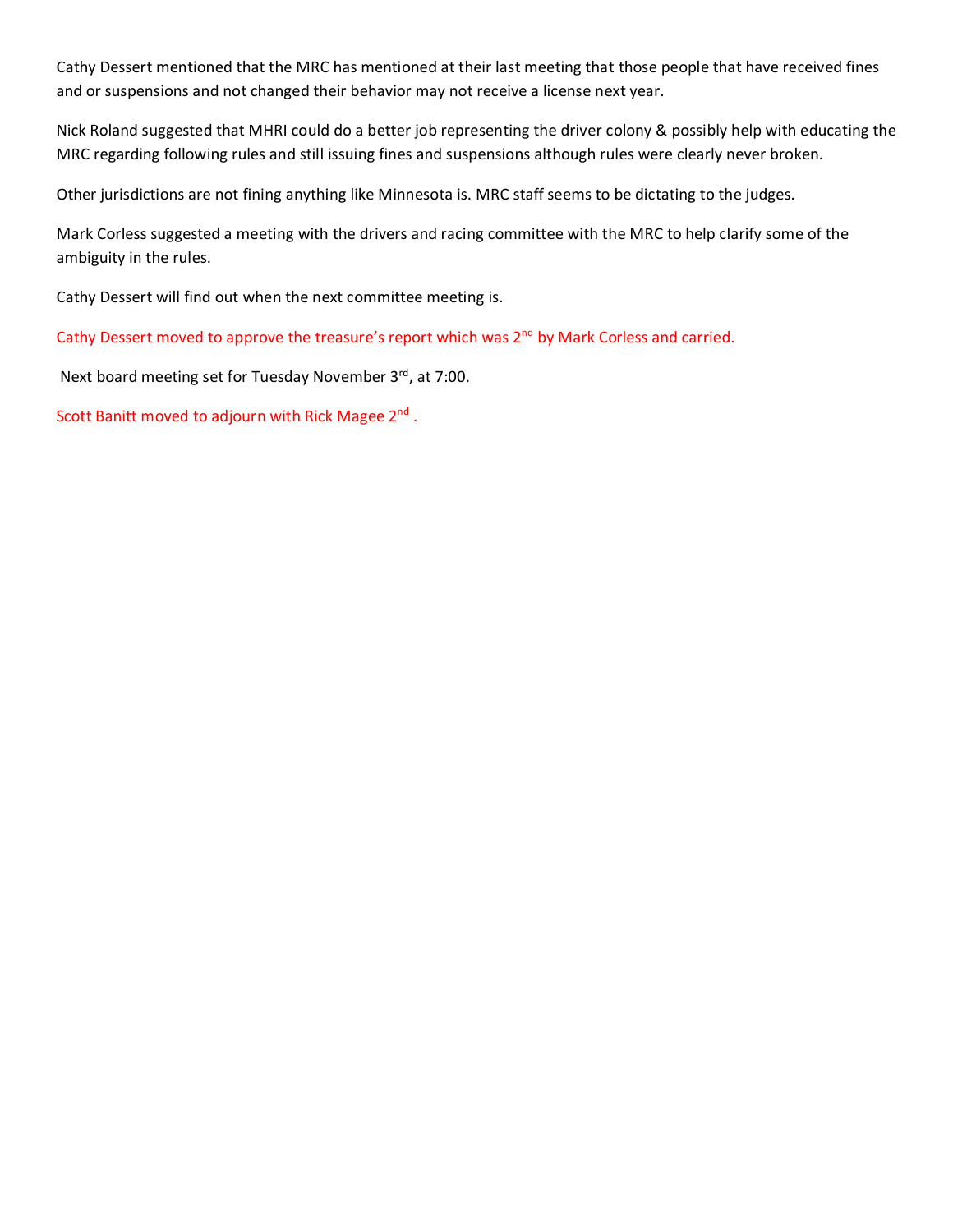Cathy Dessert mentioned that the MRC has mentioned at their last meeting that those people that have received fines and or suspensions and not changed their behavior may not receive a license next year.

Nick Roland suggested that MHRI could do a better job representing the driver colony & possibly help with educating the MRC regarding following rules and still issuing fines and suspensions although rules were clearly never broken.

Other jurisdictions are not fining anything like Minnesota is. MRC staff seems to be dictating to the judges.

Mark Corless suggested a meeting with the drivers and racing committee with the MRC to help clarify some of the ambiguity in the rules.

Cathy Dessert will find out when the next committee meeting is.

Cathy Dessert moved to approve the treasure's report which was 2nd by Mark Corless and carried.

Next board meeting set for Tuesday November 3rd, at 7:00.

Scott Banitt moved to adjourn with Rick Magee 2nd .